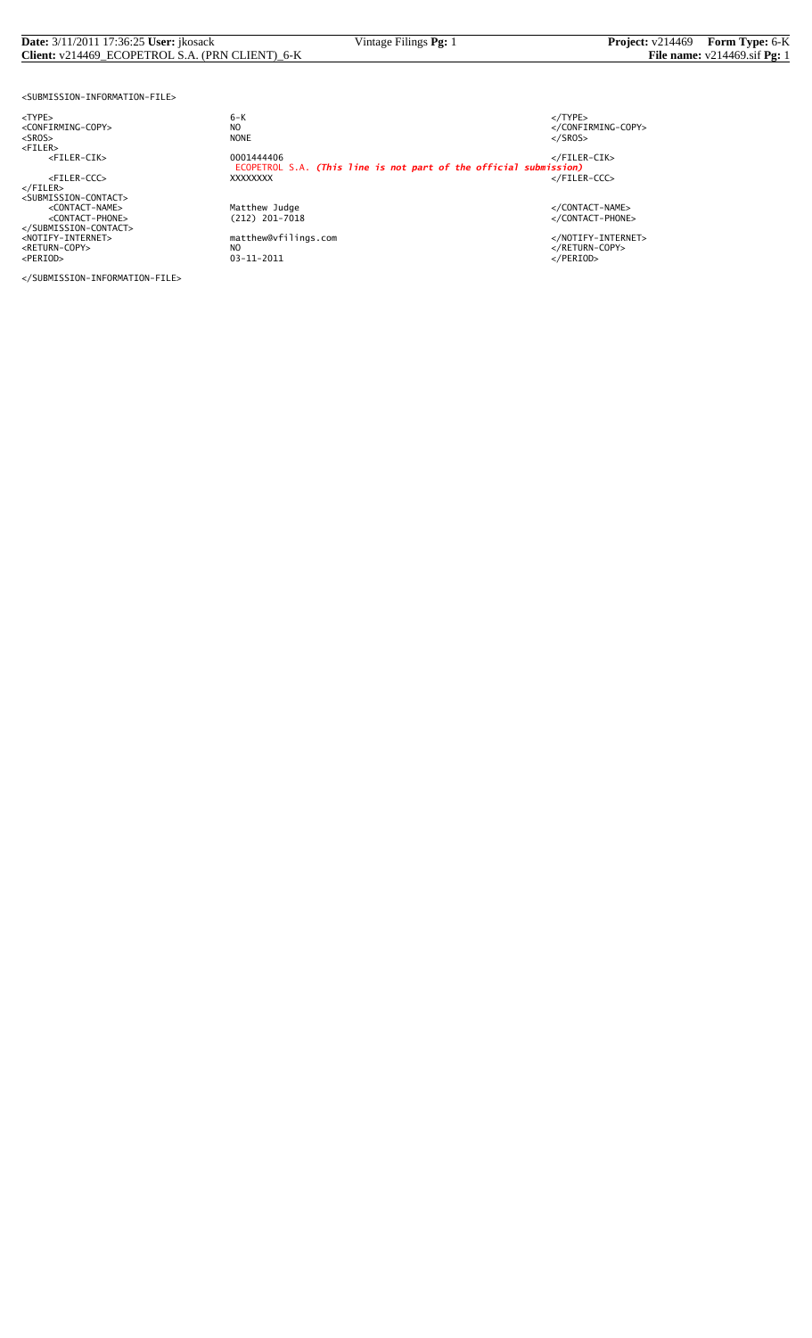```
<SUBMISSION-INFORMATION-FILE>

<TYPE>                      6-K                                                              </TYPE>
<CONFIRMING-COPY>           NO                                                               </CONFIRMING-COPY>
<SROS>                      NONE                                                             </SROS>
<FILER>
     <FILER-CIK>            0001444406                                                       </FILER-CIK>
                            ECOPETROL S.A. (This line is not part of the official submission)
     <FILER-CCC>            XXXXXXXX                                                         </FILER-CCC>
</FILER>
<SUBMISSION-CONTACT>
     <CONTACT-NAME>         Matthew Judge                                                    </CONTACT-NAME>
     <CONTACT-PHONE>        (212) 201-7018                                                   </CONTACT-PHONE>
</SUBMISSION-CONTACT>
<NOTIFY-INTERNET>           matthew@vfilings.com                                             </NOTIFY-INTERNET>
<RETURN-COPY>               NO                                                               </RETURN-COPY>
<PERIOD>                    03-11-2011                                                       </PERIOD>

</SUBMISSION-INFORMATION-FILE>
```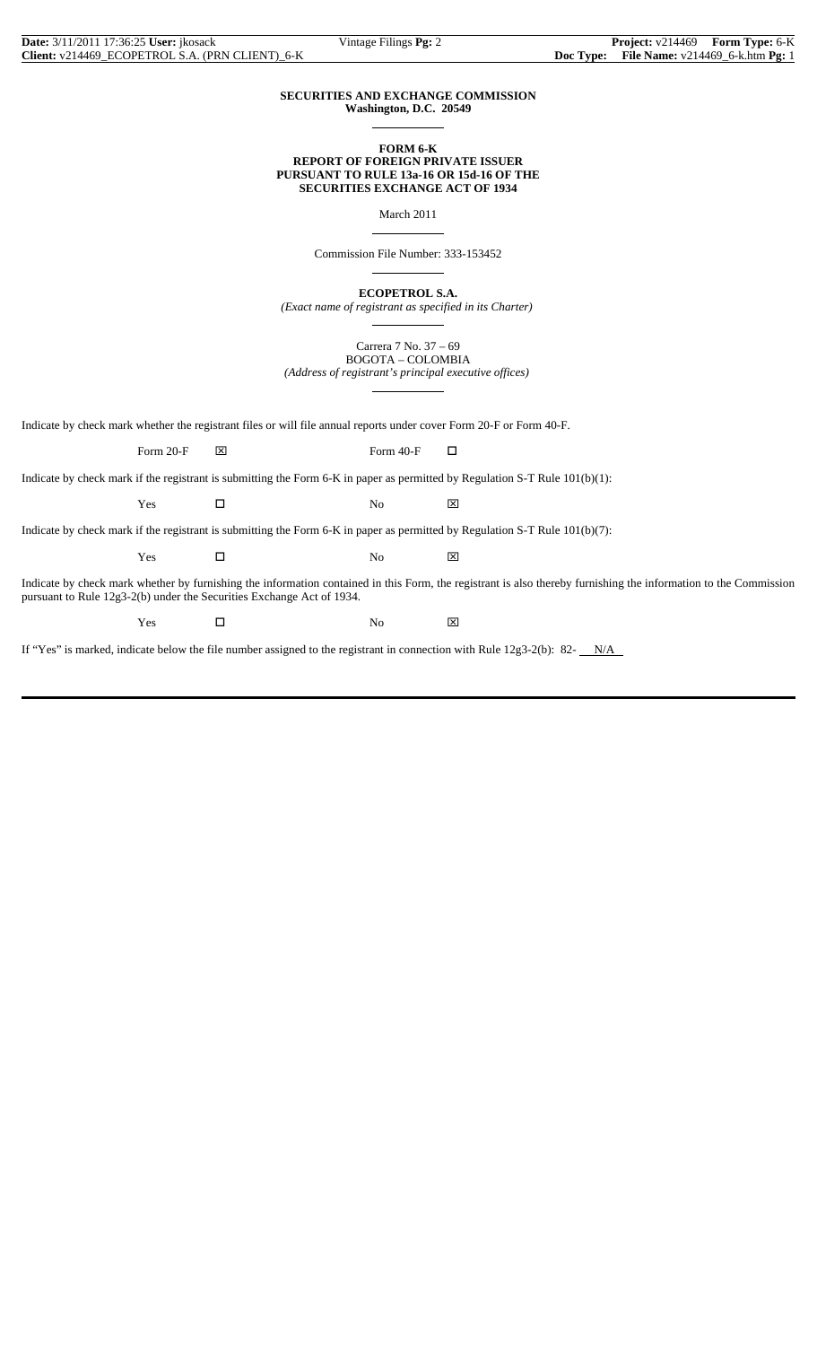**SECURITIES AND EXCHANGE COMMISSION**
**Washington, D.C. 20549**

**FORM 6-K**
**REPORT OF FOREIGN PRIVATE ISSUER**
**PURSUANT TO RULE 13a-16 OR 15d-16 OF THE**
**SECURITIES EXCHANGE ACT OF 1934**

March 2011

Commission File Number: 333-153452

**ECOPETROL S.A.**
*(Exact name of registrant as specified in its Charter)*

Carrera 7 No. 37 – 69
BOGOTA – COLOMBIA
*(Address of registrant's principal executive offices)*

Indicate by check mark whether the registrant files or will file annual reports under cover Form 20-F or Form 40-F.

Form 20-F ☒ Form 40-F ☐

Indicate by check mark if the registrant is submitting the Form 6-K in paper as permitted by Regulation S-T Rule 101(b)(1):

Yes ☐ No ☒

Indicate by check mark if the registrant is submitting the Form 6-K in paper as permitted by Regulation S-T Rule 101(b)(7):

Yes ☐ No ☒

Indicate by check mark whether by furnishing the information contained in this Form, the registrant is also thereby furnishing the information to the Commission pursuant to Rule 12g3-2(b) under the Securities Exchange Act of 1934.

Yes ☐ No ☒

If "Yes" is marked, indicate below the file number assigned to the registrant in connection with Rule 12g3-2(b): 82- N/A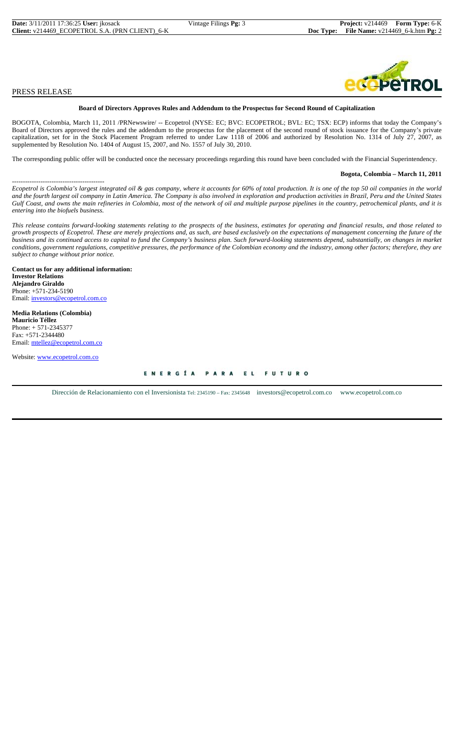PRESS RELEASE

**Board of Directors Approves Rules and Addendum to the Prospectus for Second Round of Capitalization**

BOGOTA, Colombia, March 11, 2011 /PRNewswire/ -- Ecopetrol (NYSE: EC; BVC: ECOPETROL; BVL: EC; TSX: ECP) informs that today the Company's Board of Directors approved the rules and the addendum to the prospectus for the placement of the second round of stock issuance for the Company's private capitalization, set for in the Stock Placement Program referred to under Law 1118 of 2006 and authorized by Resolution No. 1314 of July 27, 2007, as supplemented by Resolution No. 1404 of August 15, 2007, and No. 1557 of July 30, 2010.

The corresponding public offer will be conducted once the necessary proceedings regarding this round have been concluded with the Financial Superintendency.

**Bogota, Colombia – March 11, 2011**

------------------------------------------

*Ecopetrol is Colombia's largest integrated oil & gas company, where it accounts for 60% of total production. It is one of the top 50 oil companies in the world and the fourth largest oil company in Latin America. The Company is also involved in exploration and production activities in Brazil, Peru and the United States Gulf Coast, and owns the main refineries in Colombia, most of the network of oil and multiple purpose pipelines in the country, petrochemical plants, and it is entering into the biofuels business.*

*This release contains forward-looking statements relating to the prospects of the business, estimates for operating and financial results, and those related to growth prospects of Ecopetrol. These are merely projections and, as such, are based exclusively on the expectations of management concerning the future of the business and its continued access to capital to fund the Company's business plan. Such forward-looking statements depend, substantially, on changes in market conditions, government regulations, competitive pressures, the performance of the Colombian economy and the industry, among other factors; therefore, they are subject to change without prior notice.*

**Contact us for any additional information:**
**Investor Relations**
**Alejandro Giraldo**
Phone: +571-234-5190
Email: investors@ecopetrol.com.co

**Media Relations (Colombia)**
**Mauricio Téllez**
Phone: + 571-2345377
Fax: +571-2344480
Email: mtellez@ecopetrol.com.co

Website: www.ecopetrol.com.co

ENERGÍA PARA EL FUTURO

Dirección de Relacionamiento con el Inversionista Tel: 2345190 – Fax: 2345648 investors@ecopetrol.com.co www.ecopetrol.com.co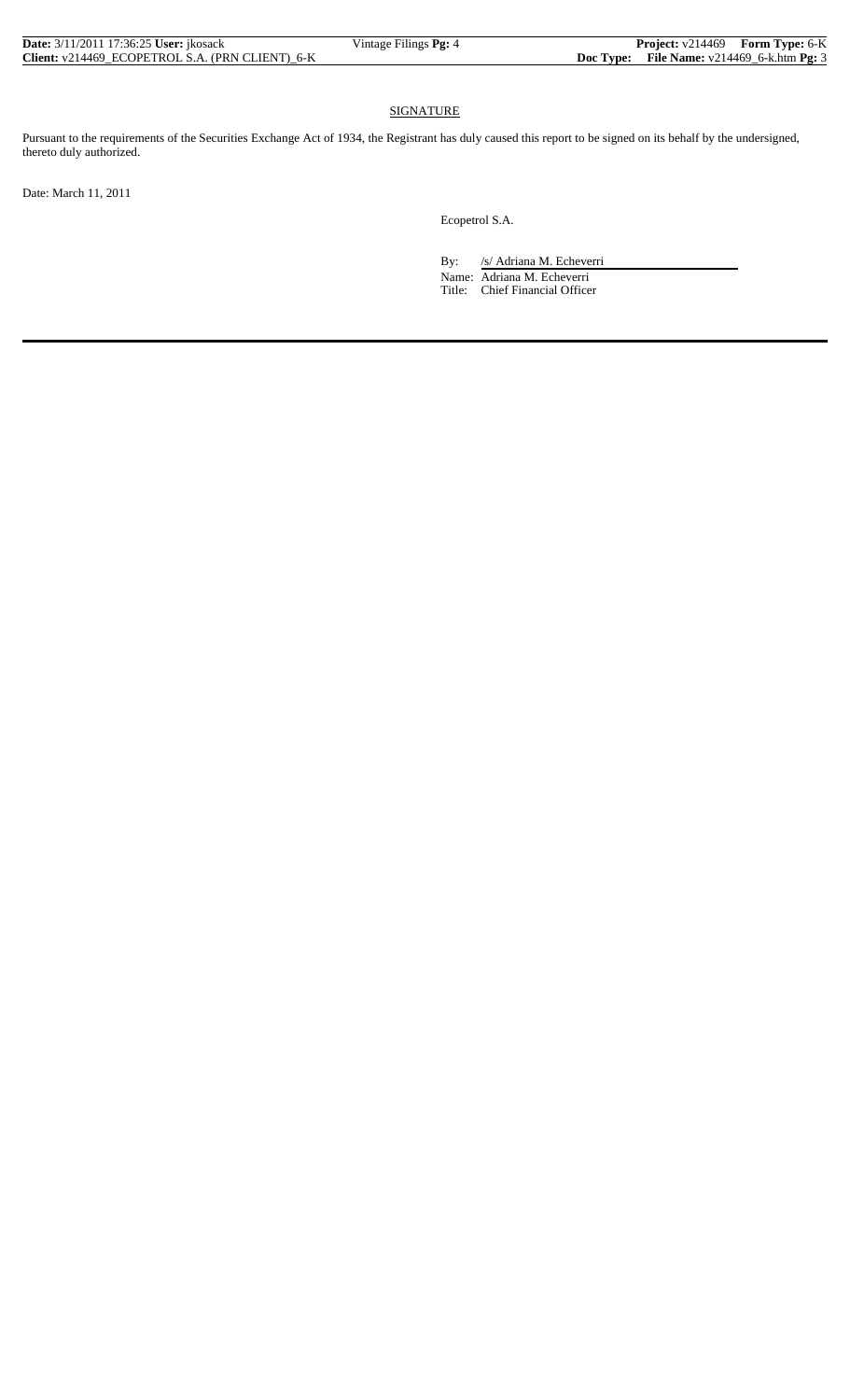## SIGNATURE

Pursuant to the requirements of the Securities Exchange Act of 1934, the Registrant has duly caused this report to be signed on its behalf by the undersigned, thereto duly authorized.

Date: March 11, 2011

Ecopetrol S.A.

By: /s/ Adriana M. Echeverri

Name: Adriana M. Echeverri

Title: Chief Financial Officer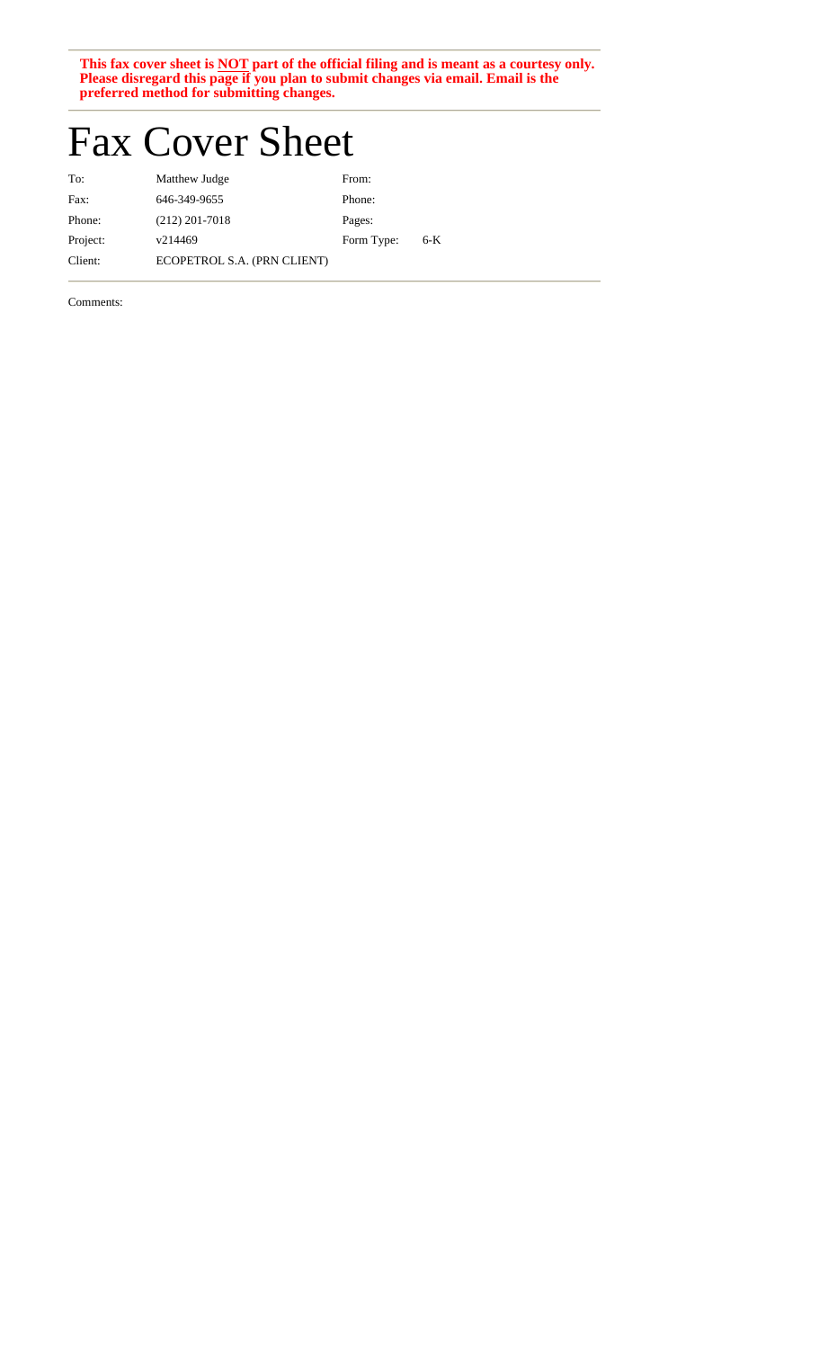**This fax cover sheet is <u>NOT</u> part of the official filing and is meant as a courtesy only. Please disregard this page if you plan to submit changes via email. Email is the preferred method for submitting changes.**

# Fax Cover Sheet

| | | | |
|---|---|---|---|
| To: | Matthew Judge | From: | |
| Fax: | 646-349-9655 | Phone: | |
| Phone: | (212) 201-7018 | Pages: | |
| Project: | v214469 | Form Type: | 6-K |
| Client: | ECOPETROL S.A. (PRN CLIENT) | | |

Comments: